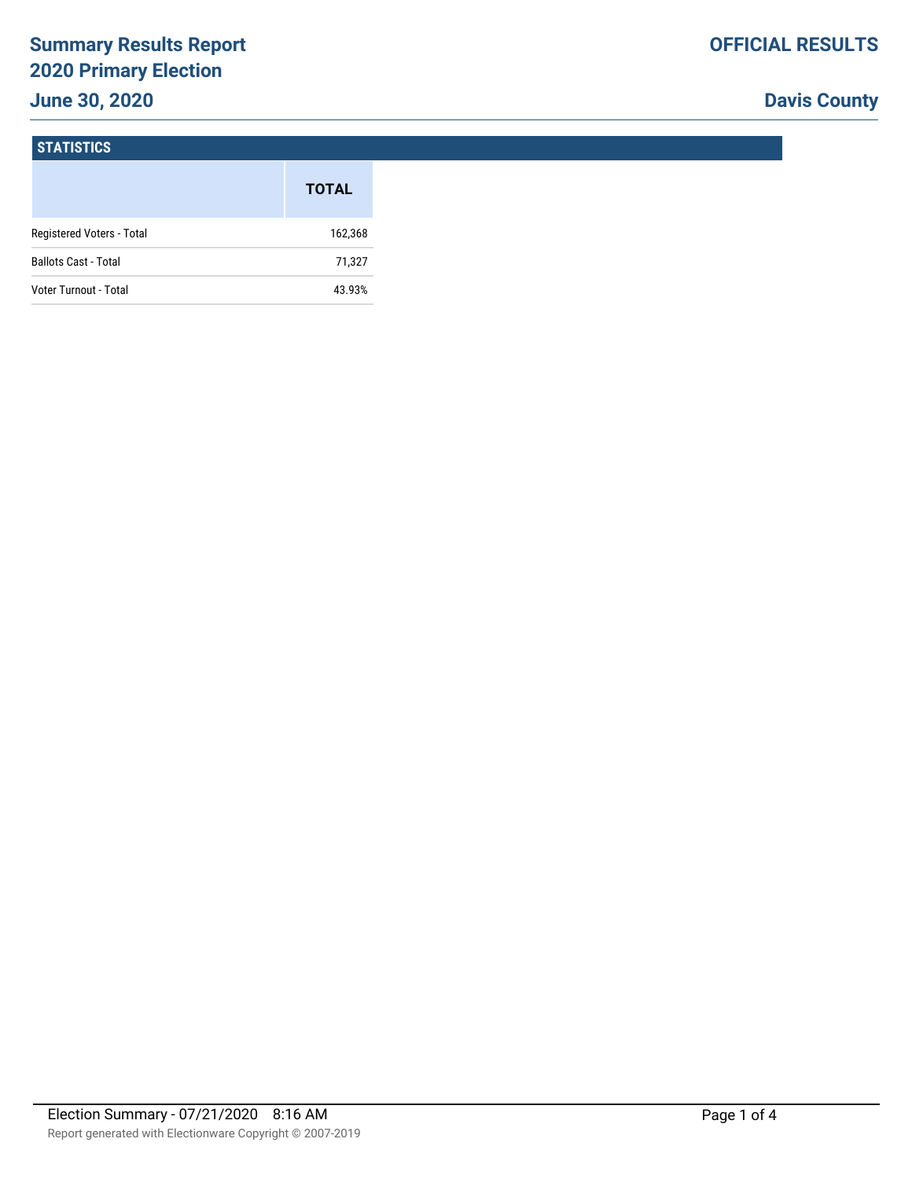# Summary Results Report
## 2020 Primary Election
### June 30, 2020

**OFFICIAL RESULTS**

**Davis County**

## STATISTICS

| | TOTAL |
|---|---|
| Registered Voters - Total | 162,368 |
| Ballots Cast - Total | 71,327 |
| Voter Turnout - Total | 43.93% |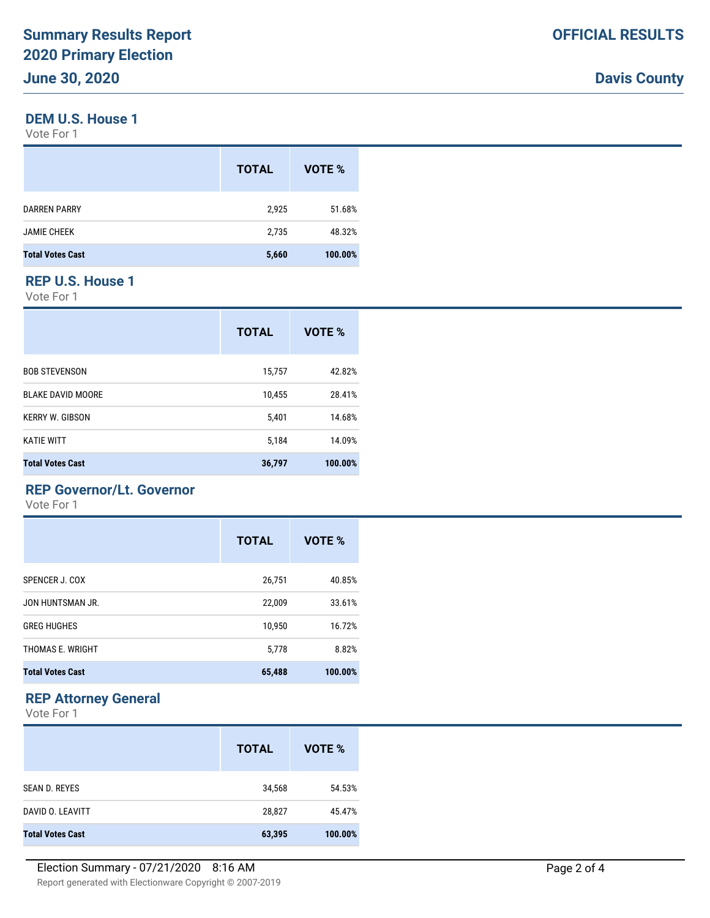## DEM U.S. House 1

Vote For 1

| | TOTAL | VOTE % |
|---|---|---|
| DARREN PARRY | 2,925 | 51.68% |
| JAMIE CHEEK | 2,735 | 48.32% |
| **Total Votes Cast** | **5,660** | **100.00%** |

## REP U.S. House 1

Vote For 1

| | TOTAL | VOTE % |
|---|---|---|
| BOB STEVENSON | 15,757 | 42.82% |
| BLAKE DAVID MOORE | 10,455 | 28.41% |
| KERRY W. GIBSON | 5,401 | 14.68% |
| KATIE WITT | 5,184 | 14.09% |
| **Total Votes Cast** | **36,797** | **100.00%** |

## REP Governor/Lt. Governor

Vote For 1

| | TOTAL | VOTE % |
|---|---|---|
| SPENCER J. COX | 26,751 | 40.85% |
| JON HUNTSMAN JR. | 22,009 | 33.61% |
| GREG HUGHES | 10,950 | 16.72% |
| THOMAS E. WRIGHT | 5,778 | 8.82% |
| **Total Votes Cast** | **65,488** | **100.00%** |

## REP Attorney General

Vote For 1

| | TOTAL | VOTE % |
|---|---|---|
| SEAN D. REYES | 34,568 | 54.53% |
| DAVID O. LEAVITT | 28,827 | 45.47% |
| **Total Votes Cast** | **63,395** | **100.00%** |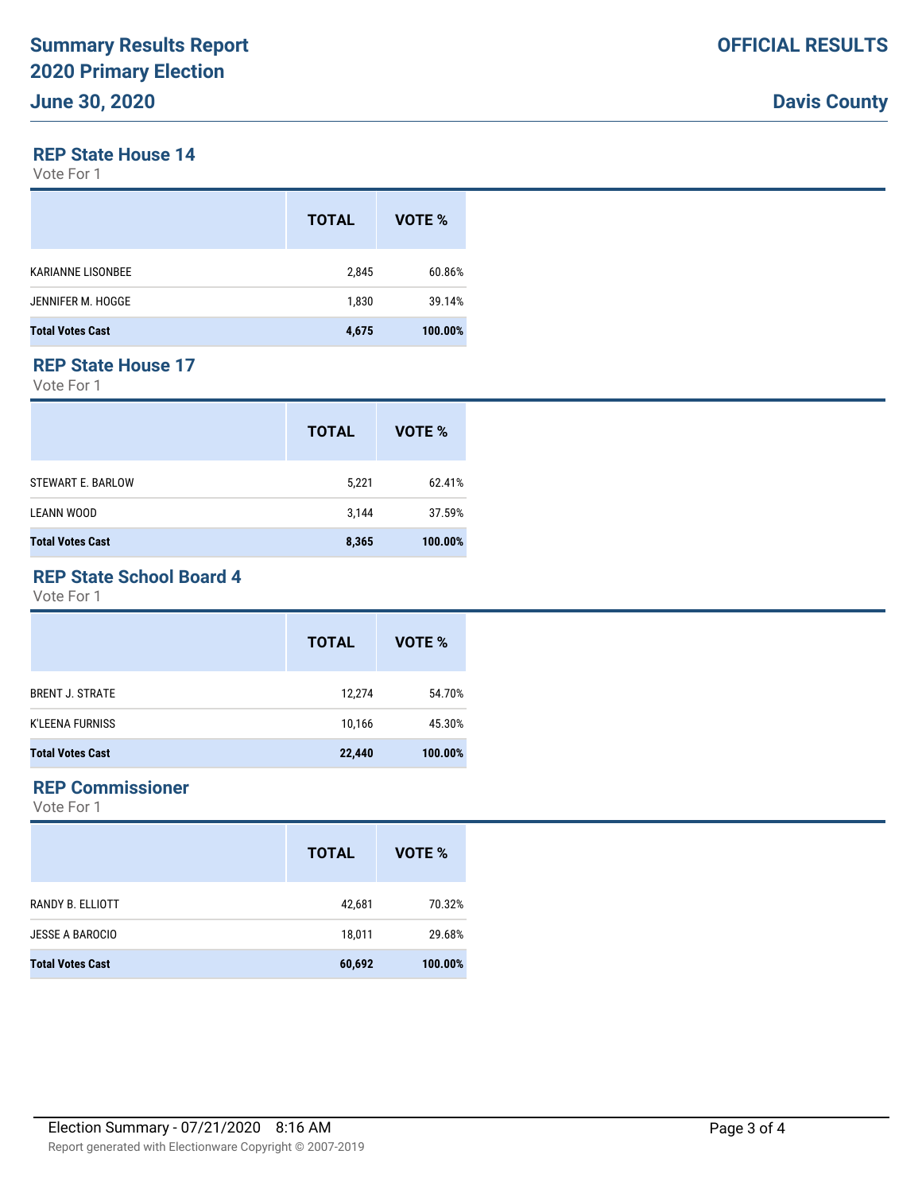# Summary Results Report
# 2020 Primary Election
# June 30, 2020

**OFFICIAL RESULTS**

**Davis County**

## REP State House 14

Vote For 1

| | TOTAL | VOTE % |
|---|---|---|
| KARIANNE LISONBEE | 2,845 | 60.86% |
| JENNIFER M. HOGGE | 1,830 | 39.14% |
| **Total Votes Cast** | **4,675** | **100.00%** |

## REP State House 17

Vote For 1

| | TOTAL | VOTE % |
|---|---|---|
| STEWART E. BARLOW | 5,221 | 62.41% |
| LEANN WOOD | 3,144 | 37.59% |
| **Total Votes Cast** | **8,365** | **100.00%** |

## REP State School Board 4

Vote For 1

| | TOTAL | VOTE % |
|---|---|---|
| BRENT J. STRATE | 12,274 | 54.70% |
| K'LEENA FURNISS | 10,166 | 45.30% |
| **Total Votes Cast** | **22,440** | **100.00%** |

## REP Commissioner

Vote For 1

| | TOTAL | VOTE % |
|---|---|---|
| RANDY B. ELLIOTT | 42,681 | 70.32% |
| JESSE A BAROCIO | 18,011 | 29.68% |
| **Total Votes Cast** | **60,692** | **100.00%** |

Election Summary - 07/21/2020 8:16 AM

Report generated with Electionware Copyright © 2007-2019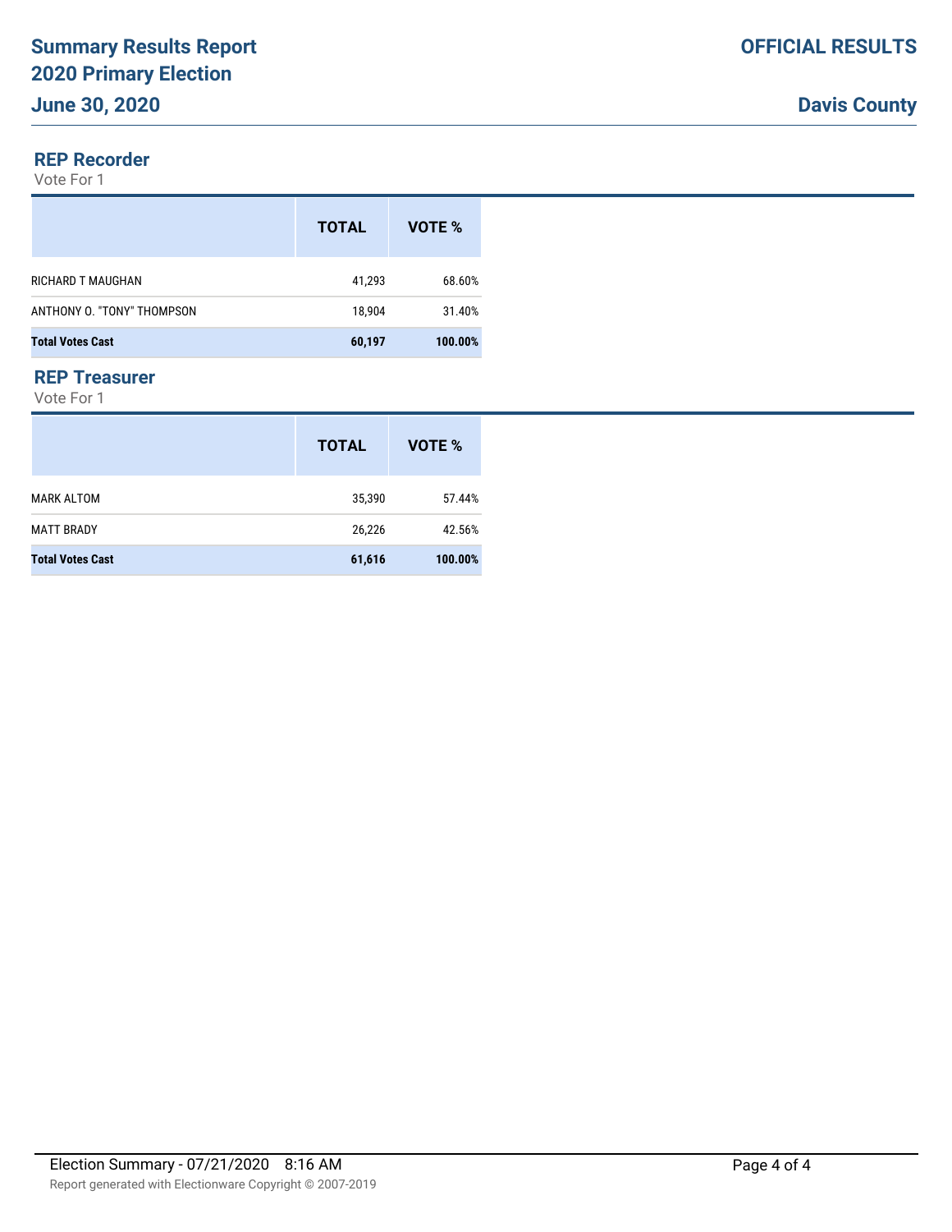# Summary Results Report 2020 Primary Election

**June 30, 2020**

**OFFICIAL RESULTS**

**Davis County**

## REP Recorder

Vote For 1

| | TOTAL | VOTE % |
|---|---|---|
| RICHARD T MAUGHAN | 41,293 | 68.60% |
| ANTHONY O. "TONY" THOMPSON | 18,904 | 31.40% |
| **Total Votes Cast** | **60,197** | **100.00%** |

## REP Treasurer

Vote For 1

| | TOTAL | VOTE % |
|---|---|---|
| MARK ALTOM | 35,390 | 57.44% |
| MATT BRADY | 26,226 | 42.56% |
| **Total Votes Cast** | **61,616** | **100.00%** |

Election Summary - 07/21/2020 8:16 AM

Report generated with Electionware Copyright © 2007-2019